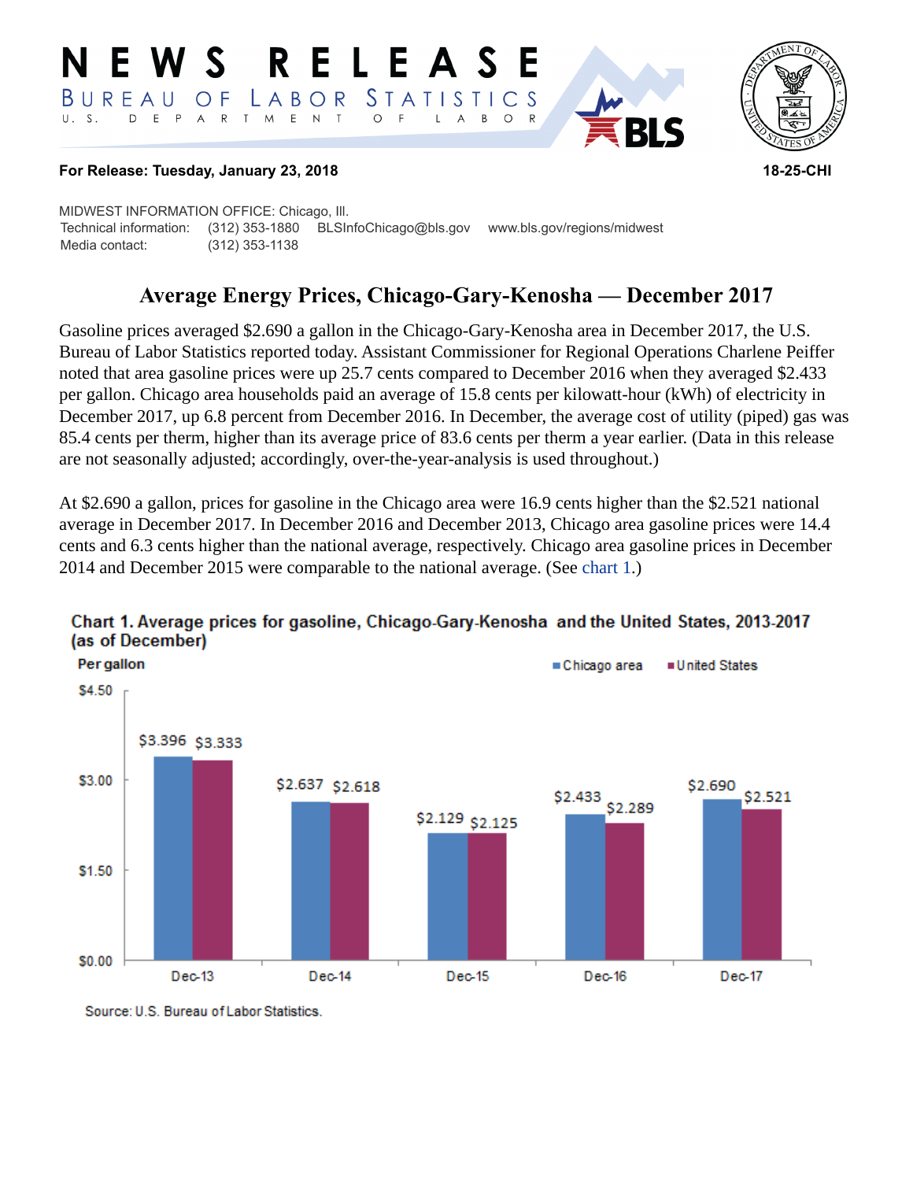# NEWS RELEASE

BUREAU OF LABOR STATISTICS

U. S. DEPARTMENT OF LABOR

**For Release: Tuesday, January 23, 2018** **18-25-CHI**

MIDWEST INFORMATION OFFICE: Chicago, Ill.
Technical information: (312) 353-1880 BLSInfoChicago@bls.gov www.bls.gov/regions/midwest
Media contact: (312) 353-1138

## Average Energy Prices, Chicago-Gary-Kenosha — December 2017

Gasoline prices averaged $2.690 a gallon in the Chicago-Gary-Kenosha area in December 2017, the U.S. Bureau of Labor Statistics reported today. Assistant Commissioner for Regional Operations Charlene Peiffer noted that area gasoline prices were up 25.7 cents compared to December 2016 when they averaged $2.433 per gallon. Chicago area households paid an average of 15.8 cents per kilowatt-hour (kWh) of electricity in December 2017, up 6.8 percent from December 2016. In December, the average cost of utility (piped) gas was 85.4 cents per therm, higher than its average price of 83.6 cents per therm a year earlier. (Data in this release are not seasonally adjusted; accordingly, over-the-year-analysis is used throughout.)

At $2.690 a gallon, prices for gasoline in the Chicago area were 16.9 cents higher than the $2.521 national average in December 2017. In December 2016 and December 2013, Chicago area gasoline prices were 14.4 cents and 6.3 cents higher than the national average, respectively. Chicago area gasoline prices in December 2014 and December 2015 were comparable to the national average. (See chart 1.)

**Chart 1. Average prices for gasoline, Chicago-Gary-Kenosha and the United States, 2013-2017 (as of December)**

Per gallon

| | Chicago area | United States |
|---|---|---|
| Dec-13 | $3.396 | $3.333 |
| Dec-14 | $2.637 | $2.618 |
| Dec-15 | $2.129 | $2.125 |
| Dec-16 | $2.433 | $2.289 |
| Dec-17 | $2.690 | $2.521 |

Source: U.S. Bureau of Labor Statistics.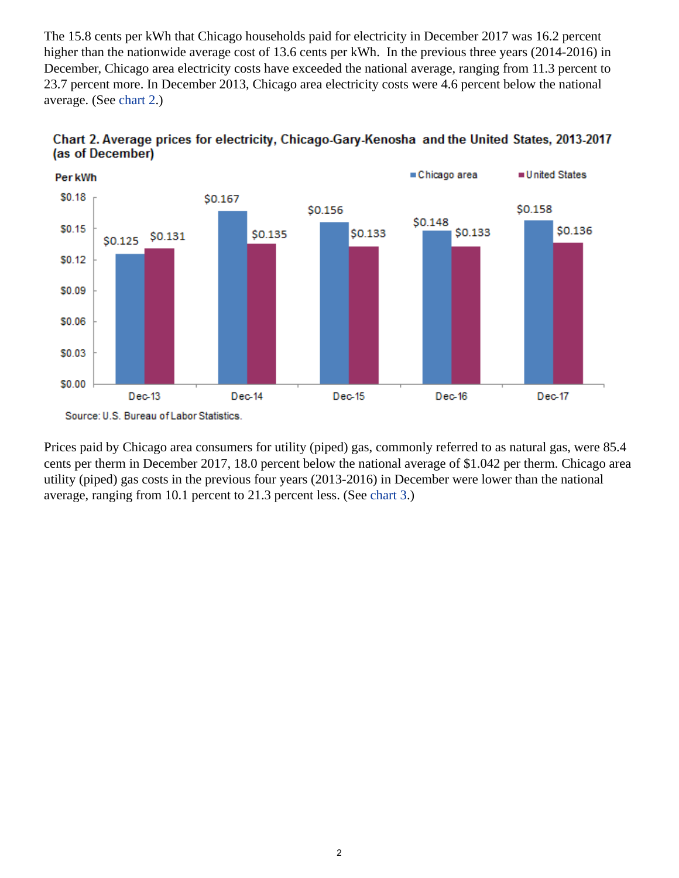The 15.8 cents per kWh that Chicago households paid for electricity in December 2017 was 16.2 percent higher than the nationwide average cost of 13.6 cents per kWh. In the previous three years (2014-2016) in December, Chicago area electricity costs have exceeded the national average, ranging from 11.3 percent to 23.7 percent more. In December 2013, Chicago area electricity costs were 4.6 percent below the national average. (See chart 2.)

**Chart 2. Average prices for electricity, Chicago-Gary-Kenosha and the United States, 2013-2017 (as of December)**

| Per kWh | Chicago area | United States |
|---|---|---|
| Dec-13 | $0.125 | $0.131 |
| Dec-14 | $0.167 | $0.135 |
| Dec-15 | $0.156 | $0.133 |
| Dec-16 | $0.148 | $0.133 |
| Dec-17 | $0.158 | $0.136 |

Source: U.S. Bureau of Labor Statistics.

Prices paid by Chicago area consumers for utility (piped) gas, commonly referred to as natural gas, were 85.4 cents per therm in December 2017, 18.0 percent below the national average of $1.042 per therm. Chicago area utility (piped) gas costs in the previous four years (2013-2016) in December were lower than the national average, ranging from 10.1 percent to 21.3 percent less. (See chart 3.)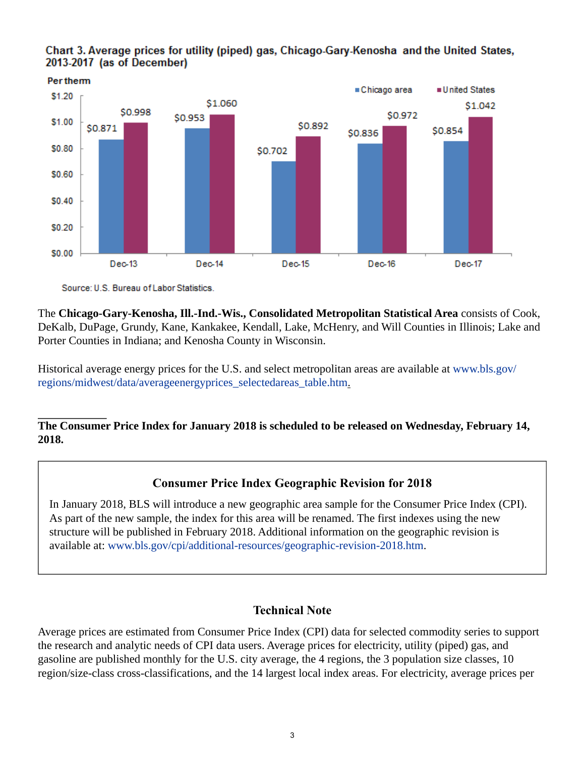**Chart 3. Average prices for utility (piped) gas, Chicago-Gary-Kenosha and the United States, 2013-2017 (as of December)**

Per therm

| | Chicago area | United States |
|---|---|---|
| Dec-13 | $0.871 | $0.998 |
| Dec-14 | $0.953 | $1.060 |
| Dec-15 | $0.702 | $0.892 |
| Dec-16 | $0.836 | $0.972 |
| Dec-17 | $0.854 | $1.042 |

Source: U.S. Bureau of Labor Statistics.

The **Chicago-Gary-Kenosha, Ill.-Ind.-Wis., Consolidated Metropolitan Statistical Area** consists of Cook, DeKalb, DuPage, Grundy, Kane, Kankakee, Kendall, Lake, McHenry, and Will Counties in Illinois; Lake and Porter Counties in Indiana; and Kenosha County in Wisconsin.

Historical average energy prices for the U.S. and select metropolitan areas are available at www.bls.gov/regions/midwest/data/averageenergyprices_selectedareas_table.htm.

**The Consumer Price Index for January 2018 is scheduled to be released on Wednesday, February 14, 2018.**

### Consumer Price Index Geographic Revision for 2018

In January 2018, BLS will introduce a new geographic area sample for the Consumer Price Index (CPI). As part of the new sample, the index for this area will be renamed. The first indexes using the new structure will be published in February 2018. Additional information on the geographic revision is available at: www.bls.gov/cpi/additional-resources/geographic-revision-2018.htm.

## Technical Note

Average prices are estimated from Consumer Price Index (CPI) data for selected commodity series to support the research and analytic needs of CPI data users. Average prices for electricity, utility (piped) gas, and gasoline are published monthly for the U.S. city average, the 4 regions, the 3 population size classes, 10 region/size-class cross-classifications, and the 14 largest local index areas. For electricity, average prices per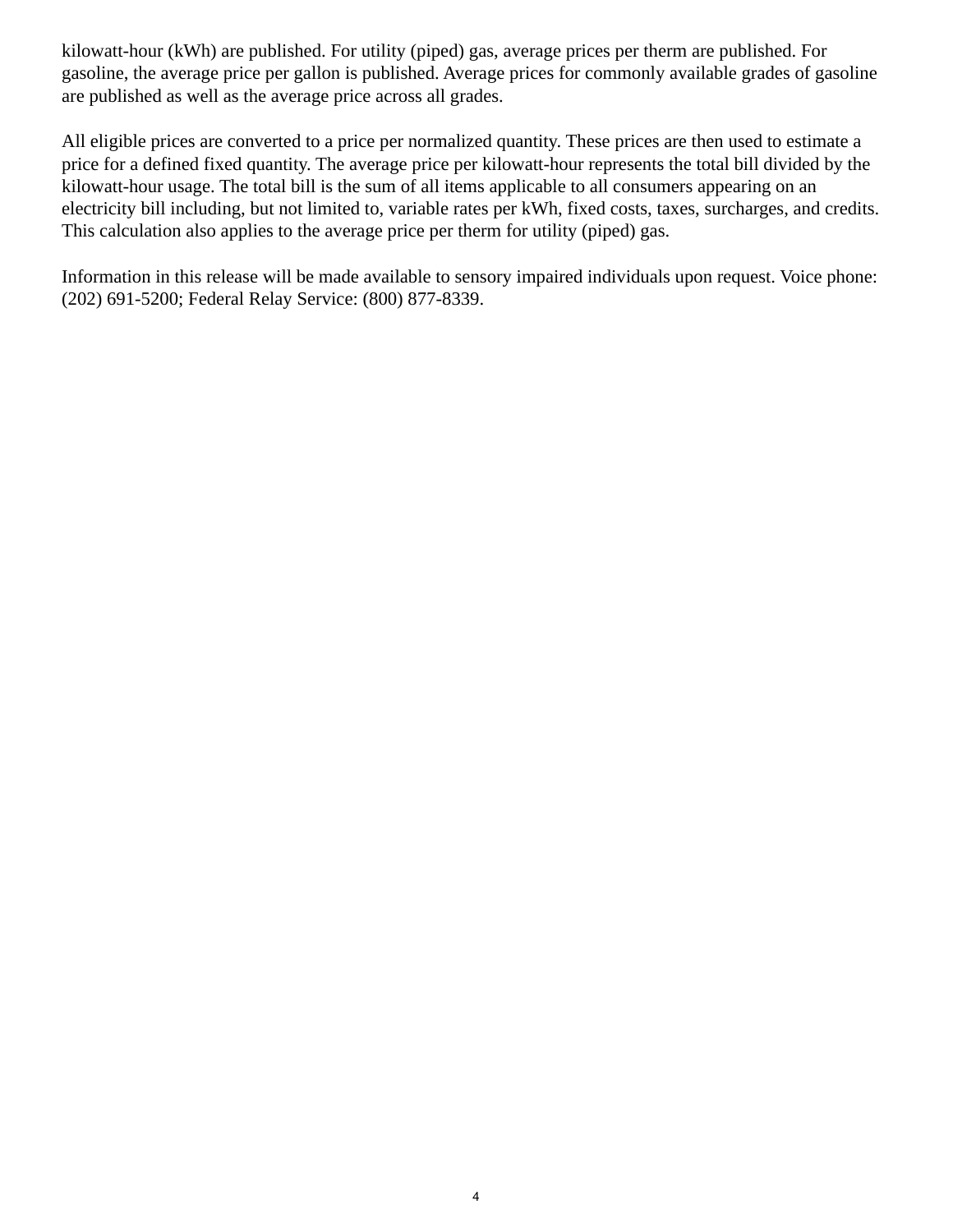kilowatt-hour (kWh) are published. For utility (piped) gas, average prices per therm are published. For gasoline, the average price per gallon is published. Average prices for commonly available grades of gasoline are published as well as the average price across all grades.

All eligible prices are converted to a price per normalized quantity. These prices are then used to estimate a price for a defined fixed quantity. The average price per kilowatt-hour represents the total bill divided by the kilowatt-hour usage. The total bill is the sum of all items applicable to all consumers appearing on an electricity bill including, but not limited to, variable rates per kWh, fixed costs, taxes, surcharges, and credits. This calculation also applies to the average price per therm for utility (piped) gas.

Information in this release will be made available to sensory impaired individuals upon request. Voice phone: (202) 691-5200; Federal Relay Service: (800) 877-8339.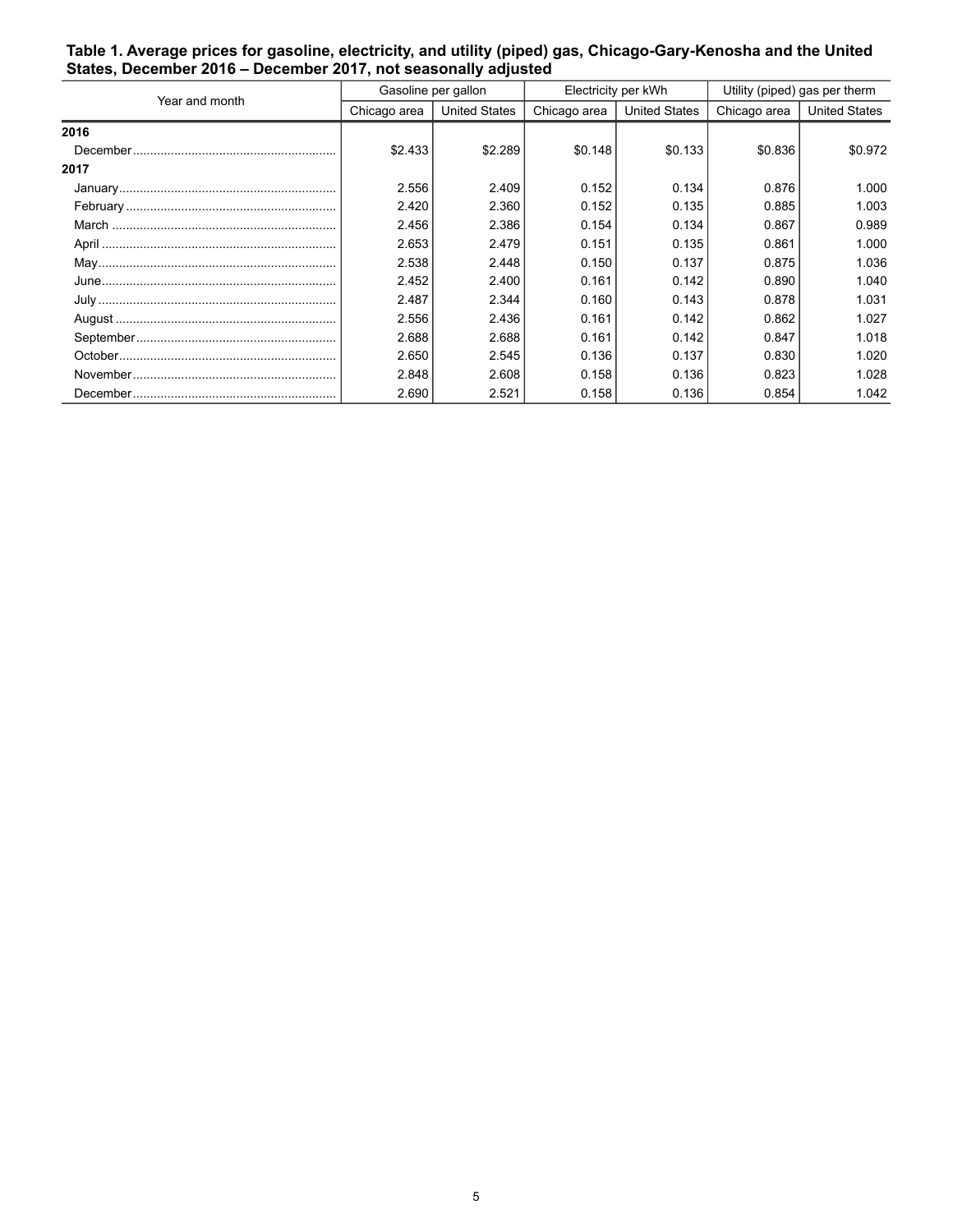**Table 1. Average prices for gasoline, electricity, and utility (piped) gas, Chicago-Gary-Kenosha and the United States, December 2016 – December 2017, not seasonally adjusted**

| Year and month | Gasoline per gallon | | Electricity per kWh | | Utility (piped) gas per therm | |
|---|---|---|---|---|---|---|
| | Chicago area | United States | Chicago area | United States | Chicago area | United States |
| **2016** | | | | | | |
| December | $2.433 | $2.289 | $0.148 | $0.133 | $0.836 | $0.972 |
| **2017** | | | | | | |
| January | 2.556 | 2.409 | 0.152 | 0.134 | 0.876 | 1.000 |
| February | 2.420 | 2.360 | 0.152 | 0.135 | 0.885 | 1.003 |
| March | 2.456 | 2.386 | 0.154 | 0.134 | 0.867 | 0.989 |
| April | 2.653 | 2.479 | 0.151 | 0.135 | 0.861 | 1.000 |
| May | 2.538 | 2.448 | 0.150 | 0.137 | 0.875 | 1.036 |
| June | 2.452 | 2.400 | 0.161 | 0.142 | 0.890 | 1.040 |
| July | 2.487 | 2.344 | 0.160 | 0.143 | 0.878 | 1.031 |
| August | 2.556 | 2.436 | 0.161 | 0.142 | 0.862 | 1.027 |
| September | 2.688 | 2.688 | 0.161 | 0.142 | 0.847 | 1.018 |
| October | 2.650 | 2.545 | 0.136 | 0.137 | 0.830 | 1.020 |
| November | 2.848 | 2.608 | 0.158 | 0.136 | 0.823 | 1.028 |
| December | 2.690 | 2.521 | 0.158 | 0.136 | 0.854 | 1.042 |